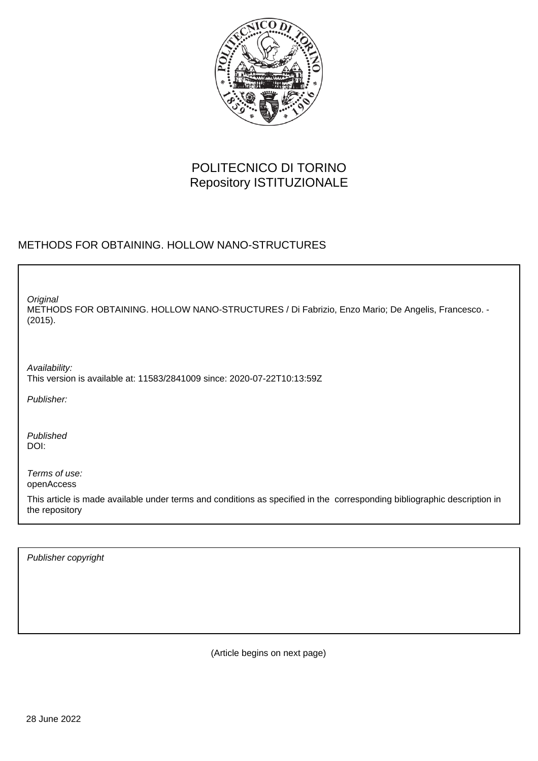POLITECNICO DI TORINO
Repository ISTITUZIONALE

METHODS FOR OBTAINING. HOLLOW NANO-STRUCTURES

*Original*
METHODS FOR OBTAINING. HOLLOW NANO-STRUCTURES / Di Fabrizio, Enzo Mario; De Angelis, Francesco. - (2015).

*Availability:*
This version is available at: 11583/2841009 since: 2020-07-22T10:13:59Z

*Publisher:*

*Published*
DOI:

*Terms of use:*
openAccess

This article is made available under terms and conditions as specified in the corresponding bibliographic description in the repository

*Publisher copyright*

(Article begins on next page)

28 June 2022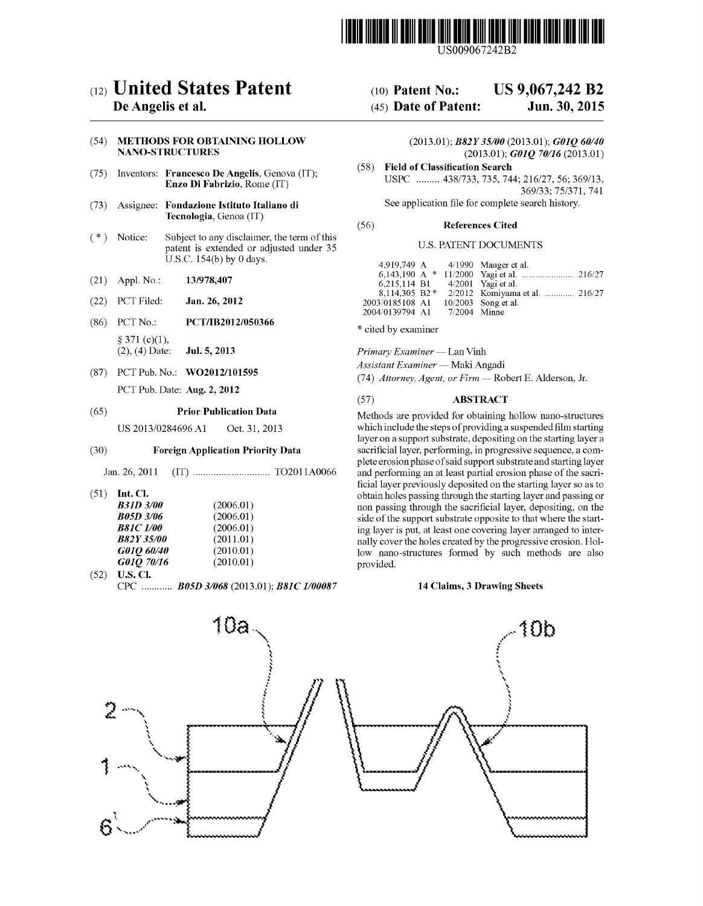# (12) United States Patent
**De Angelis et al.**

(10) **Patent No.:** **US 9,067,242 B2**

(45) **Date of Patent:** **Jun. 30, 2015**

(54) **METHODS FOR OBTAINING HOLLOW NANO-STRUCTURES**

(75) Inventors: **Francesco De Angelis**, Genova (IT); **Enzo Di Fabrizio**, Rome (IT)

(73) Assignee: **Fondazione Istituto Italiano di Tecnologia**, Genoa (IT)

( * ) Notice: Subject to any disclaimer, the term of this patent is extended or adjusted under 35 U.S.C. 154(b) by 0 days.

(21) Appl. No.: **13/978,407**

(22) PCT Filed: **Jan. 26, 2012**

(86) PCT No.: **PCT/IB2012/050366**

§ 371 (c)(1), (2), (4) Date: **Jul. 5, 2013**

(87) PCT Pub. No.: **WO2012/101595**

PCT Pub. Date: **Aug. 2, 2012**

(65) **Prior Publication Data**

US 2013/0284696 A1 Oct. 31, 2013

(30) **Foreign Application Priority Data**

Jan. 26, 2011 (IT) .............................. TO2011A0066

(51) **Int. Cl.**

| | |
|---|---|
| *B31D 3/00* | (2006.01) |
| *B05D 3/06* | (2006.01) |
| *B81C 1/00* | (2006.01) |
| *B82Y 35/00* | (2011.01) |
| *G01Q 60/40* | (2010.01) |
| *G01Q 70/16* | (2010.01) |

(52) **U.S. Cl.**

CPC ............ ***B05D 3/068*** (2013.01); ***B81C 1/00087*** (2013.01); ***B82Y 35/00*** (2013.01); ***G01Q 60/40*** (2013.01); ***G01Q 70/16*** (2013.01)

(58) **Field of Classification Search**

USPC ......... 438/733, 735, 744; 216/27, 56; 369/13, 369/33; 75/371, 741

See application file for complete search history.

(56) **References Cited**

U.S. PATENT DOCUMENTS

| | | |
|---|---|---|
| 4,919,749 A | 4/1990 | Mauger et al. |
| 6,143,190 A * | 11/2000 | Yagi et al. ........................ 216/27 |
| 6,215,114 B1 | 4/2001 | Yagi et al. |
| 8,114,305 B2 * | 2/2012 | Komiyama et al. ............. 216/27 |
| 2003/0185108 A1 | 10/2003 | Song et al. |
| 2004/0139794 A1 | 7/2004 | Minne |

\* cited by examiner

*Primary Examiner* — Lan Vinh

*Assistant Examiner* — Maki Angadi

(74) *Attorney, Agent, or Firm* — Robert E. Alderson, Jr.

(57) **ABSTRACT**

Methods are provided for obtaining hollow nano-structures which include the steps of providing a suspended film starting layer on a support substrate, depositing on the starting layer a sacrificial layer, performing, in progressive sequence, a complete erosion phase of said support substrate and starting layer and performing an at least partial erosion phase of the sacrificial layer previously deposited on the starting layer so as to obtain holes passing through the starting layer and passing or non passing through the sacrificial layer, depositing, on the side of the support substrate opposite to that where the starting layer is put, at least one covering layer arranged to internally cover the holes created by the progressive erosion. Hollow nano-structures formed by such methods are also provided.

**14 Claims, 3 Drawing Sheets**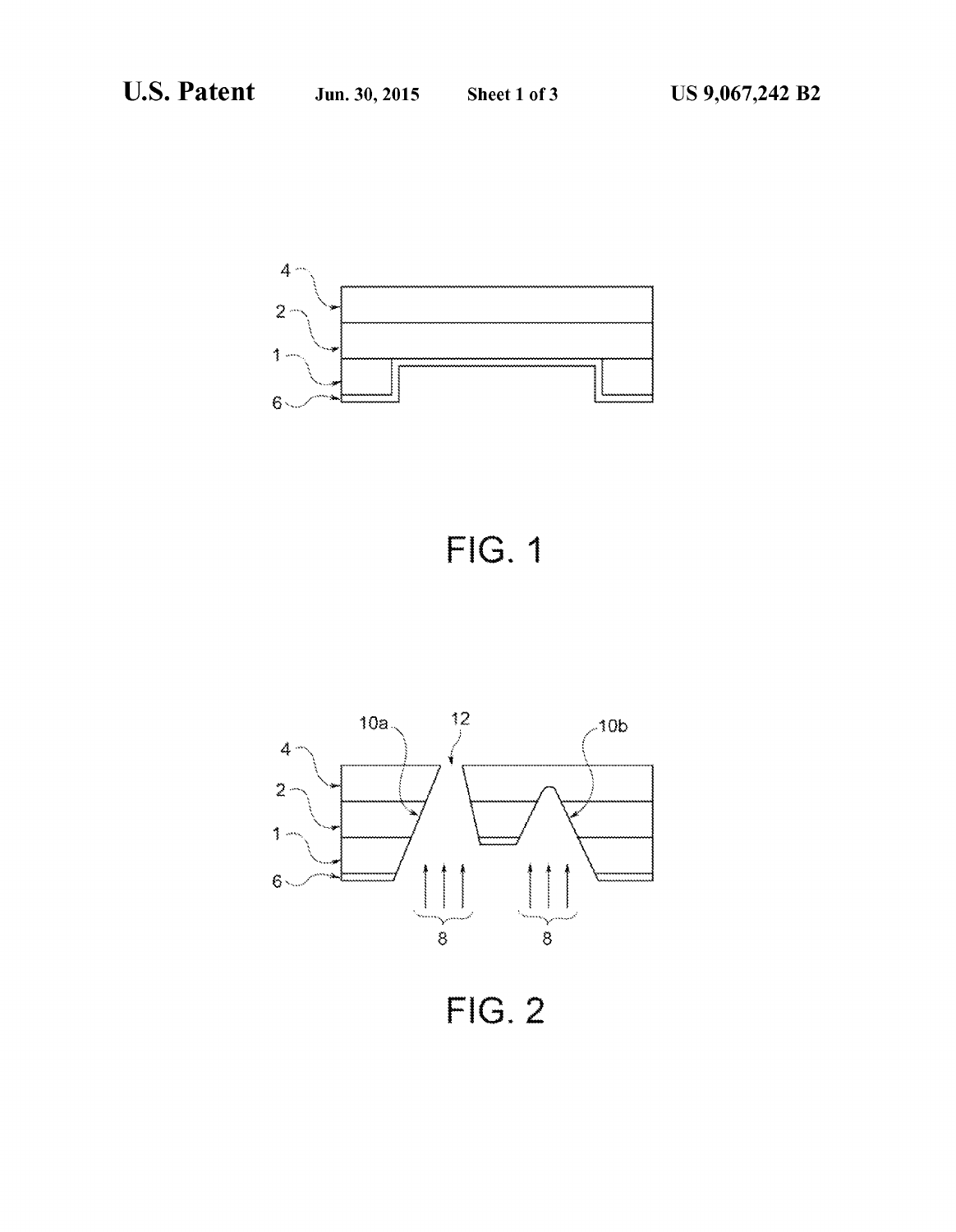FIG. 1

FIG. 2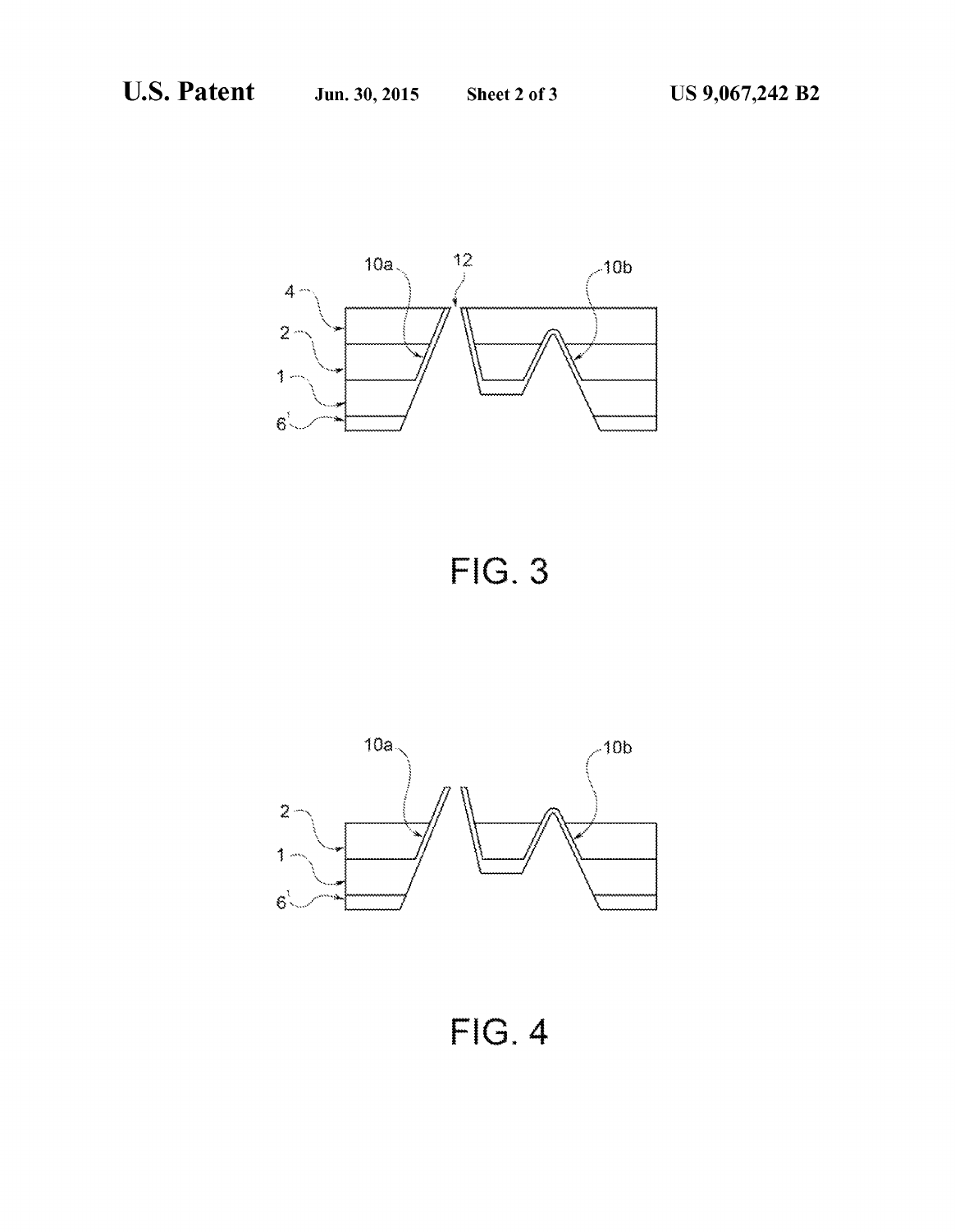FIG. 3

FIG. 4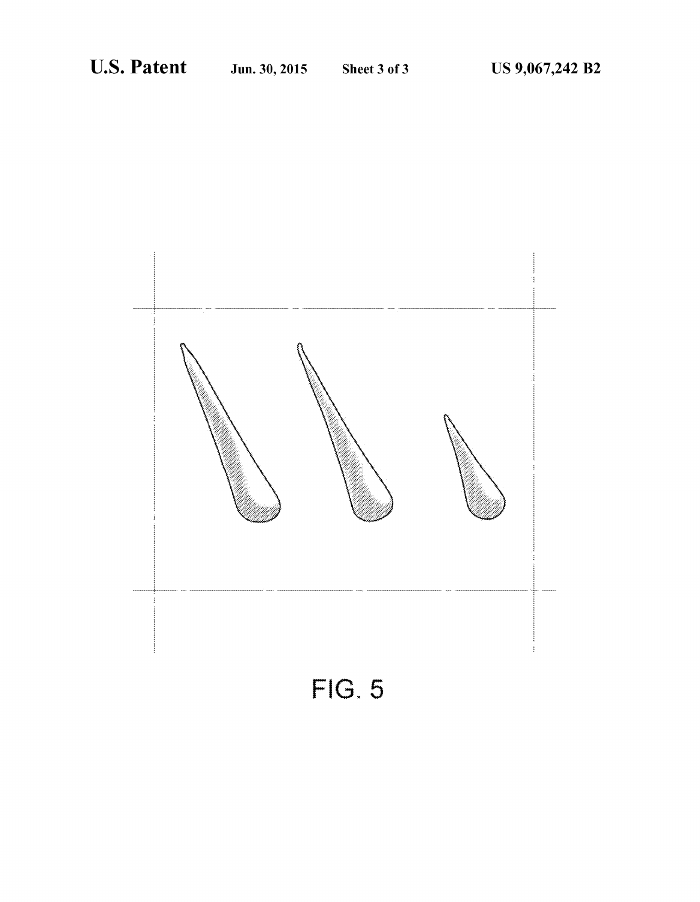FIG. 5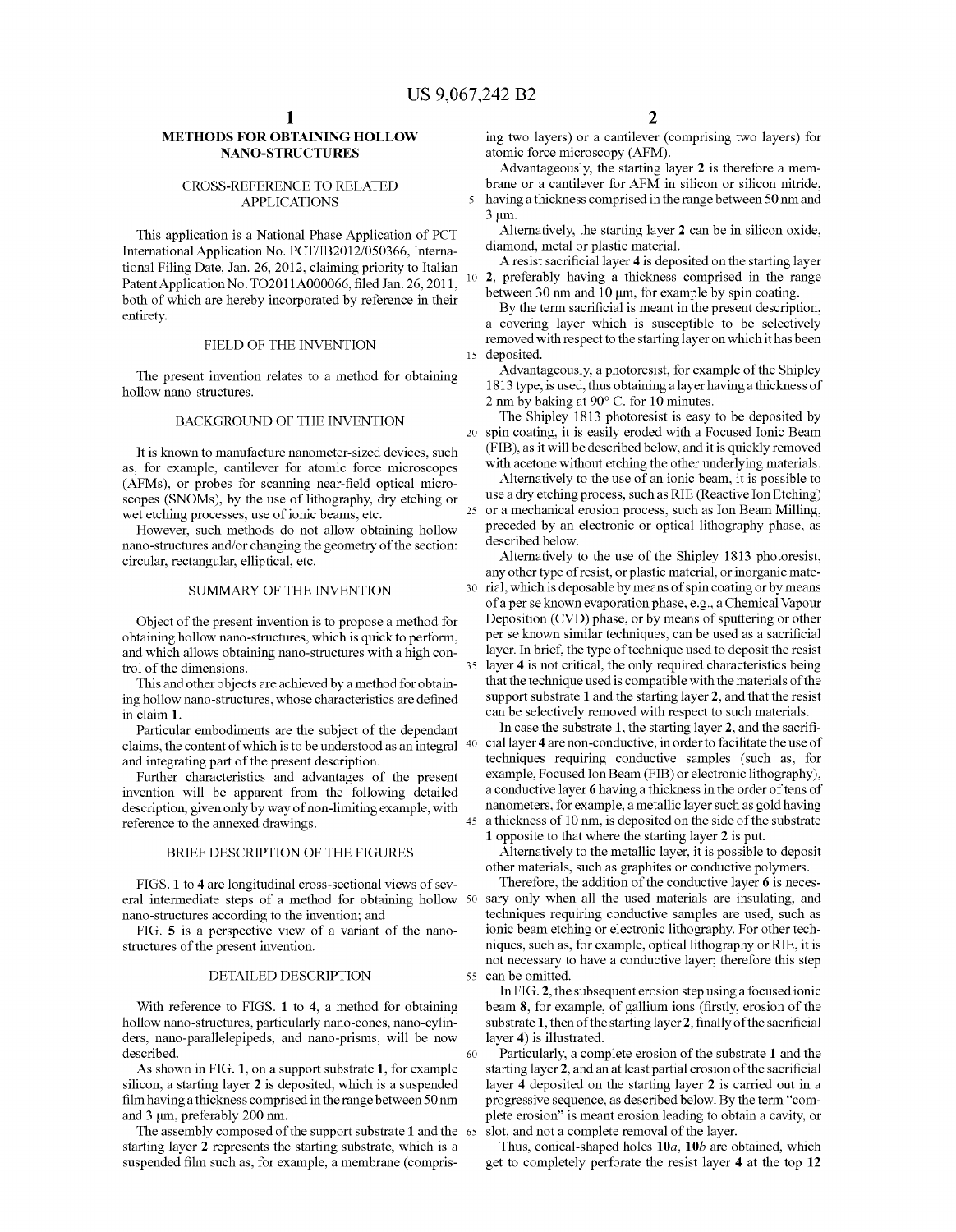# METHODS FOR OBTAINING HOLLOW NANO-STRUCTURES

## CROSS-REFERENCE TO RELATED APPLICATIONS

This application is a National Phase Application of PCT International Application No. PCT/IB2012/050366, International Filing Date, Jan. 26, 2012, claiming priority to Italian Patent Application No. TO2011A000066, filed Jan. 26, 2011, both of which are hereby incorporated by reference in their entirety.

## FIELD OF THE INVENTION

The present invention relates to a method for obtaining hollow nano-structures.

## BACKGROUND OF THE INVENTION

It is known to manufacture nanometer-sized devices, such as, for example, cantilever for atomic force microscopes (AFMs), or probes for scanning near-field optical microscopes (SNOMs), by the use of lithography, dry etching or wet etching processes, use of ionic beams, etc.

However, such methods do not allow obtaining hollow nano-structures and/or changing the geometry of the section: circular, rectangular, elliptical, etc.

## SUMMARY OF THE INVENTION

Object of the present invention is to propose a method for obtaining hollow nano-structures, which is quick to perform, and which allows obtaining nano-structures with a high control of the dimensions.

This and other objects are achieved by a method for obtaining hollow nano-structures, whose characteristics are defined in claim 1.

Particular embodiments are the subject of the dependant claims, the content of which is to be understood as an integral and integrating part of the present description.

Further characteristics and advantages of the present invention will be apparent from the following detailed description, given only by way of non-limiting example, with reference to the annexed drawings.

## BRIEF DESCRIPTION OF THE FIGURES

FIGS. **1** to **4** are longitudinal cross-sectional views of several intermediate steps of a method for obtaining hollow nano-structures according to the invention; and

FIG. **5** is a perspective view of a variant of the nano-structures of the present invention.

## DETAILED DESCRIPTION

With reference to FIGS. **1** to **4**, a method for obtaining hollow nano-structures, particularly nano-cones, nano-cylinders, nano-parallelepipeds, and nano-prisms, will be now described.

As shown in FIG. **1**, on a support substrate **1**, for example silicon, a starting layer **2** is deposited, which is a suspended film having a thickness comprised in the range between 50 nm and 3 μm, preferably 200 nm.

The assembly composed of the support substrate **1** and the starting layer **2** represents the starting substrate, which is a suspended film such as, for example, a membrane (comprising two layers) or a cantilever (comprising two layers) for atomic force microscopy (AFM).

Advantageously, the starting layer **2** is therefore a membrane or a cantilever for AFM in silicon or silicon nitride, having a thickness comprised in the range between 50 nm and 3 μm.

Alternatively, the starting layer **2** can be in silicon oxide, diamond, metal or plastic material.

A resist sacrificial layer **4** is deposited on the starting layer **2**, preferably having a thickness comprised in the range between 30 nm and 10 μm, for example by spin coating.

By the term sacrificial is meant in the present description, a covering layer which is susceptible to be selectively removed with respect to the starting layer on which it has been deposited.

Advantageously, a photoresist, for example of the Shipley 1813 type, is used, thus obtaining a layer having a thickness of 2 nm by baking at 90° C. for 10 minutes.

The Shipley 1813 photoresist is easy to be deposited by spin coating, it is easily eroded with a Focused Ionic Beam (FIB), as it will be described below, and it is quickly removed with acetone without etching the other underlying materials.

Alternatively to the use of an ionic beam, it is possible to use a dry etching process, such as RIE (Reactive Ion Etching) or a mechanical erosion process, such as Ion Beam Milling, preceded by an electronic or optical lithography phase, as described below.

Alternatively to the use of the Shipley 1813 photoresist, any other type of resist, or plastic material, or inorganic material, which is deposable by means of spin coating or by means of a per se known evaporation phase, e.g., a Chemical Vapour Deposition (CVD) phase, or by means of sputtering or other per se known similar techniques, can be used as a sacrificial layer. In brief, the type of technique used to deposit the resist layer **4** is not critical, the only required characteristics being that the technique used is compatible with the materials of the support substrate **1** and the starting layer **2**, and that the resist can be selectively removed with respect to such materials.

In case the substrate **1**, the starting layer **2**, and the sacrificial layer **4** are non-conductive, in order to facilitate the use of techniques requiring conductive samples (such as, for example, Focused Ion Beam (FIB) or electronic lithography), a conductive layer **6** having a thickness in the order of tens of nanometers, for example, a metallic layer such as gold having a thickness of 10 nm, is deposited on the side of the substrate **1** opposite to that where the starting layer **2** is put.

Alternatively to the metallic layer, it is possible to deposit other materials, such as graphites or conductive polymers.

Therefore, the addition of the conductive layer **6** is necessary only when all the used materials are insulating, and techniques requiring conductive samples are used, such as ionic beam etching or electronic lithography. For other techniques, such as, for example, optical lithography or RIE, it is not necessary to have a conductive layer; therefore this step can be omitted.

In FIG. **2**, the subsequent erosion step using a focused ionic beam **8**, for example, of gallium ions (firstly, erosion of the substrate **1**, then of the starting layer **2**, finally of the sacrificial layer **4**) is illustrated.

Particularly, a complete erosion of the substrate **1** and the starting layer **2**, and an at least partial erosion of the sacrificial layer **4** deposited on the starting layer **2** is carried out in a progressive sequence, as described below. By the term "complete erosion" is meant erosion leading to obtain a cavity, or slot, and not a complete removal of the layer.

Thus, conical-shaped holes **10***a*, **10***b* are obtained, which get to completely perforate the resist layer **4** at the top **12**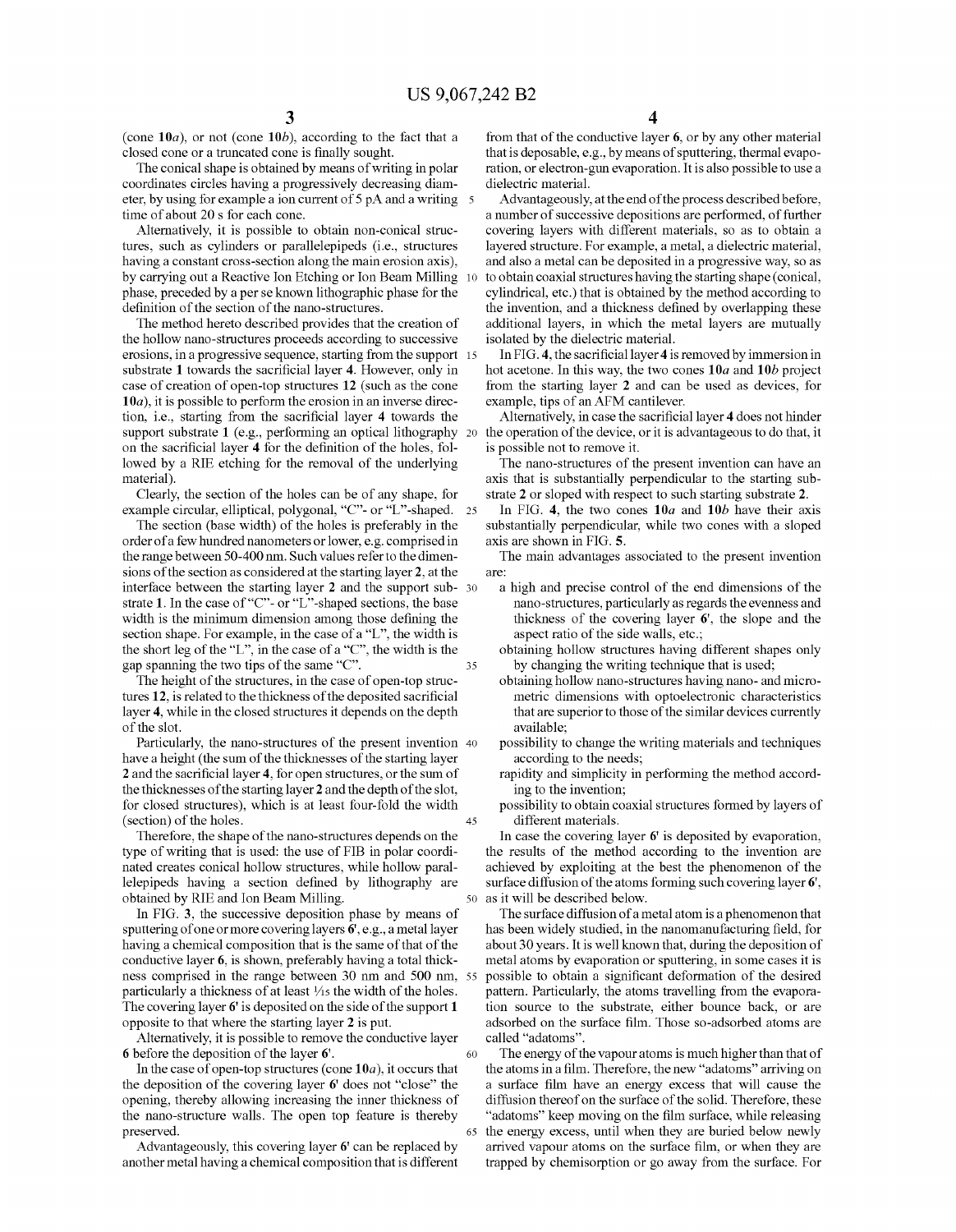(cone **10***a*), or not (cone **10***b*), according to the fact that a closed cone or a truncated cone is finally sought.

The conical shape is obtained by means of writing in polar coordinates circles having a progressively decreasing diameter, by using for example a ion current of 5 pA and a writing time of about 20 s for each cone.

Alternatively, it is possible to obtain non-conical structures, such as cylinders or parallelepipeds (i.e., structures having a constant cross-section along the main erosion axis), by carrying out a Reactive Ion Etching or Ion Beam Milling phase, preceded by a per se known lithographic phase for the definition of the section of the nano-structures.

The method hereto described provides that the creation of the hollow nano-structures proceeds according to successive erosions, in a progressive sequence, starting from the support substrate **1** towards the sacrificial layer **4**. However, only in case of creation of open-top structures **12** (such as the cone **10***a*), it is possible to perform the erosion in an inverse direction, i.e., starting from the sacrificial layer **4** towards the support substrate **1** (e.g., performing an optical lithography on the sacrificial layer **4** for the definition of the holes, followed by a RIE etching for the removal of the underlying material).

Clearly, the section of the holes can be of any shape, for example circular, elliptical, polygonal, "C"- or "L"-shaped.

The section (base width) of the holes is preferably in the order of a few hundred nanometers or lower, e.g. comprised in the range between 50-400 nm. Such values refer to the dimensions of the section as considered at the starting layer **2**, at the interface between the starting layer **2** and the support substrate **1**. In the case of "C"- or "L"-shaped sections, the base width is the minimum dimension among those defining the section shape. For example, in the case of a "L", the width is the short leg of the "L", in the case of a "C", the width is the gap spanning the two tips of the same "C".

The height of the structures, in the case of open-top structures **12**, is related to the thickness of the deposited sacrificial layer **4**, while in the closed structures it depends on the depth of the slot.

Particularly, the nano-structures of the present invention have a height (the sum of the thicknesses of the starting layer **2** and the sacrificial layer **4**, for open structures, or the sum of the thicknesses of the starting layer **2** and the depth of the slot, for closed structures), which is at least four-fold the width (section) of the holes.

Therefore, the shape of the nano-structures depends on the type of writing that is used: the use of FIB in polar coordinated creates conical hollow structures, while hollow parallelepipeds having a section defined by lithography are obtained by RIE and Ion Beam Milling.

In FIG. **3**, the successive deposition phase by means of sputtering of one or more covering layers **6'**, e.g., a metal layer having a chemical composition that is the same of that of the conductive layer **6**, is shown, preferably having a total thickness comprised in the range between 30 nm and 500 nm, particularly a thickness of at least 1/15 the width of the holes. The covering layer **6'** is deposited on the side of the support **1** opposite to that where the starting layer **2** is put.

Alternatively, it is possible to remove the conductive layer **6** before the deposition of the layer **6'**.

In the case of open-top structures (cone **10***a*), it occurs that the deposition of the covering layer **6'** does not "close" the opening, thereby allowing increasing the inner thickness of the nano-structure walls. The open top feature is thereby preserved.

Advantageously, this covering layer **6'** can be replaced by another metal having a chemical composition that is different from that of the conductive layer **6**, or by any other material that is deposable, e.g., by means of sputtering, thermal evaporation, or electron-gun evaporation. It is also possible to use a dielectric material.

Advantageously, at the end of the process described before, a number of successive depositions are performed, of further covering layers with different materials, so as to obtain a layered structure. For example, a metal, a dielectric material, and also a metal can be deposited in a progressive way, so as to obtain coaxial structures having the starting shape (conical, cylindrical, etc.) that is obtained by the method according to the invention, and a thickness defined by overlapping these additional layers, in which the metal layers are mutually isolated by the dielectric material.

In FIG. **4**, the sacrificial layer **4** is removed by immersion in hot acetone. In this way, the two cones **10***a* and **10***b* project from the starting layer **2** and can be used as devices, for example, tips of an AFM cantilever.

Alternatively, in case the sacrificial layer **4** does not hinder the operation of the device, or it is advantageous to do that, it is possible not to remove it.

The nano-structures of the present invention can have an axis that is substantially perpendicular to the starting substrate **2** or sloped with respect to such starting substrate **2**.

In FIG. **4**, the two cones **10***a* and **10***b* have their axis substantially perpendicular, while two cones with a sloped axis are shown in FIG. **5**.

The main advantages associated to the present invention are:

- a high and precise control of the end dimensions of the nano-structures, particularly as regards the evenness and thickness of the covering layer **6'**, the slope and the aspect ratio of the side walls, etc.;
- obtaining hollow structures having different shapes only by changing the writing technique that is used;
- obtaining hollow nano-structures having nano- and micrometric dimensions with optoelectronic characteristics that are superior to those of the similar devices currently available;
- possibility to change the writing materials and techniques according to the needs;
- rapidity and simplicity in performing the method according to the invention;
- possibility to obtain coaxial structures formed by layers of different materials.

In case the covering layer **6'** is deposited by evaporation, the results of the method according to the invention are achieved by exploiting at the best the phenomenon of the surface diffusion of the atoms forming such covering layer **6'**, as it will be described below.

The surface diffusion of a metal atom is a phenomenon that has been widely studied, in the nanomanufacturing field, for about 30 years. It is well known that, during the deposition of metal atoms by evaporation or sputtering, in some cases it is possible to obtain a significant deformation of the desired pattern. Particularly, the atoms travelling from the evaporation source to the substrate, either bounce back, or are adsorbed on the surface film. Those so-adsorbed atoms are called "adatoms".

The energy of the vapour atoms is much higher than that of the atoms in a film. Therefore, the new "adatoms" arriving on a surface film have an energy excess that will cause the diffusion thereof on the surface of the solid. Therefore, these "adatoms" keep moving on the film surface, while releasing the energy excess, until when they are buried below newly arrived vapour atoms on the surface film, or when they are trapped by chemisorption or go away from the surface. For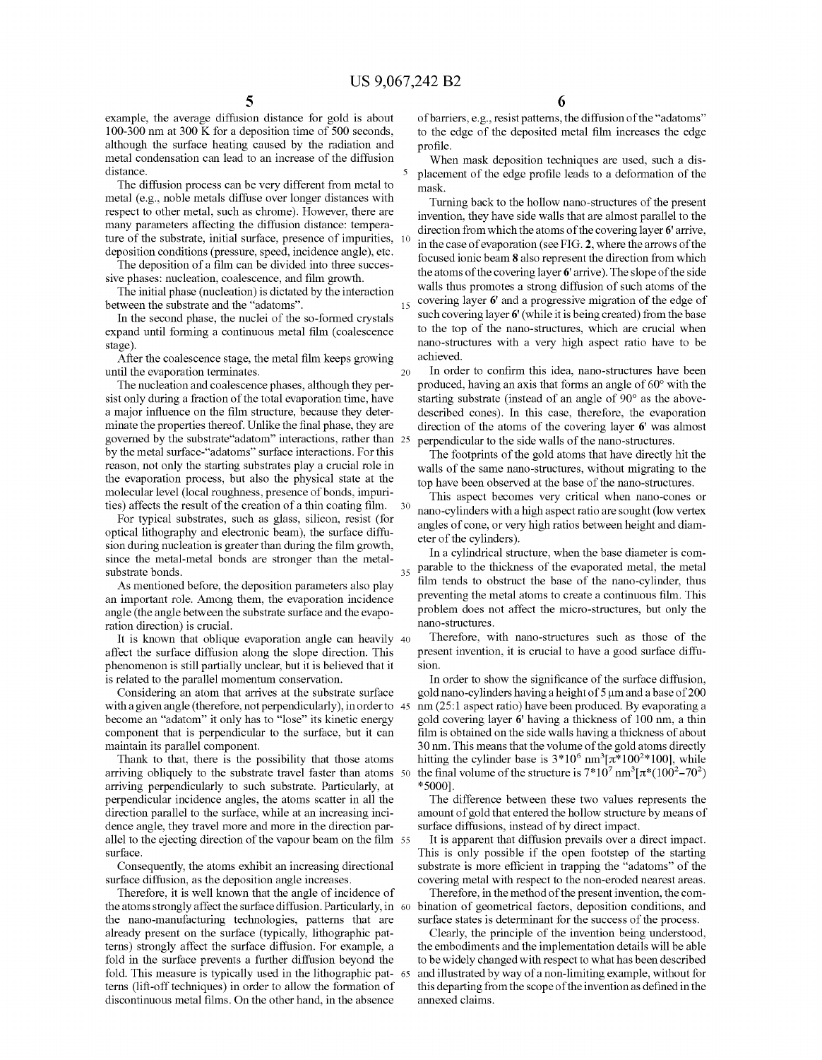example, the average diffusion distance for gold is about 100-300 nm at 300 K for a deposition time of 500 seconds, although the surface heating caused by the radiation and metal condensation can lead to an increase of the diffusion distance.

The diffusion process can be very different from metal to metal (e.g., noble metals diffuse over longer distances with respect to other metal, such as chrome). However, there are many parameters affecting the diffusion distance: temperature of the substrate, initial surface, presence of impurities, deposition conditions (pressure, speed, incidence angle), etc.

The deposition of a film can be divided into three successive phases: nucleation, coalescence, and film growth.

The initial phase (nucleation) is dictated by the interaction between the substrate and the "adatoms".

In the second phase, the nuclei of the so-formed crystals expand until forming a continuous metal film (coalescence stage).

After the coalescence stage, the metal film keeps growing until the evaporation terminates.

The nucleation and coalescence phases, although they persist only during a fraction of the total evaporation time, have a major influence on the film structure, because they determinate the properties thereof. Unlike the final phase, they are governed by the substrate"adatom" interactions, rather than by the metal surface-"adatoms" surface interactions. For this reason, not only the starting substrates play a crucial role in the evaporation process, but also the physical state at the molecular level (local roughness, presence of bonds, impurities) affects the result of the creation of a thin coating film.

For typical substrates, such as glass, silicon, resist (for optical lithography and electronic beam), the surface diffusion during nucleation is greater than during the film growth, since the metal-metal bonds are stronger than the metal-substrate bonds.

As mentioned before, the deposition parameters also play an important role. Among them, the evaporation incidence angle (the angle between the substrate surface and the evaporation direction) is crucial.

It is known that oblique evaporation angle can heavily affect the surface diffusion along the slope direction. This phenomenon is still partially unclear, but it is believed that it is related to the parallel momentum conservation.

Considering an atom that arrives at the substrate surface with a given angle (therefore, not perpendicularly), in order to become an "adatom" it only has to "lose" its kinetic energy component that is perpendicular to the surface, but it can maintain its parallel component.

Thank to that, there is the possibility that those atoms arriving obliquely to the substrate travel faster than atoms arriving perpendicularly to such substrate. Particularly, at perpendicular incidence angles, the atoms scatter in all the direction parallel to the surface, while at an increasing incidence angle, they travel more and more in the direction parallel to the ejecting direction of the vapour beam on the film surface.

Consequently, the atoms exhibit an increasing directional surface diffusion, as the deposition angle increases.

Therefore, it is well known that the angle of incidence of the atoms strongly affect the surface diffusion. Particularly, in the nano-manufacturing technologies, patterns that are already present on the surface (typically, lithographic patterns) strongly affect the surface diffusion. For example, a fold in the surface prevents a further diffusion beyond the fold. This measure is typically used in the lithographic patterns (lift-off techniques) in order to allow the formation of discontinuous metal films. On the other hand, in the absence of barriers, e.g., resist patterns, the diffusion of the "adatoms" to the edge of the deposited metal film increases the edge profile.

When mask deposition techniques are used, such a displacement of the edge profile leads to a deformation of the mask.

Turning back to the hollow nano-structures of the present invention, they have side walls that are almost parallel to the direction from which the atoms of the covering layer **6'** arrive, in the case of evaporation (see FIG. **2**, where the arrows of the focused ionic beam **8** also represent the direction from which the atoms of the covering layer **6'** arrive). The slope of the side walls thus promotes a strong diffusion of such atoms of the covering layer **6'** and a progressive migration of the edge of such covering layer **6'** (while it is being created) from the base to the top of the nano-structures, which are crucial when nano-structures with a very high aspect ratio have to be achieved.

In order to confirm this idea, nano-structures have been produced, having an axis that forms an angle of 60° with the starting substrate (instead of an angle of 90° as the above-described cones). In this case, therefore, the evaporation direction of the atoms of the covering layer **6'** was almost perpendicular to the side walls of the nano-structures.

The footprints of the gold atoms that have directly hit the walls of the same nano-structures, without migrating to the top have been observed at the base of the nano-structures.

This aspect becomes very critical when nano-cones or nano-cylinders with a high aspect ratio are sought (low vertex angles of cone, or very high ratios between height and diameter of the cylinders).

In a cylindrical structure, when the base diameter is comparable to the thickness of the evaporated metal, the metal film tends to obstruct the base of the nano-cylinder, thus preventing the metal atoms to create a continuous film. This problem does not affect the micro-structures, but only the nano-structures.

Therefore, with nano-structures such as those of the present invention, it is crucial to have a good surface diffusion.

In order to show the significance of the surface diffusion, gold nano-cylinders having a height of 5 μm and a base of 200 nm (25:1 aspect ratio) have been produced. By evaporating a gold covering layer **6'** having a thickness of 100 nm, a thin film is obtained on the side walls having a thickness of about 30 nm. This means that the volume of the gold atoms directly hitting the cylinder base is $3*10^6$ $nm^3$[$\pi*100^2*100$], while the final volume of the structure is $7*10^7$ $nm^3$[$\pi*(100^2-70^2)*5000$].

The difference between these two values represents the amount of gold that entered the hollow structure by means of surface diffusions, instead of by direct impact.

It is apparent that diffusion prevails over a direct impact. This is only possible if the open footstep of the starting substrate is more efficient in trapping the "adatoms" of the covering metal with respect to the non-eroded nearest areas.

Therefore, in the method of the present invention, the combination of geometrical factors, deposition conditions, and surface states is determinant for the success of the process.

Clearly, the principle of the invention being understood, the embodiments and the implementation details will be able to be widely changed with respect to what has been described and illustrated by way of a non-limiting example, without for this departing from the scope of the invention as defined in the annexed claims.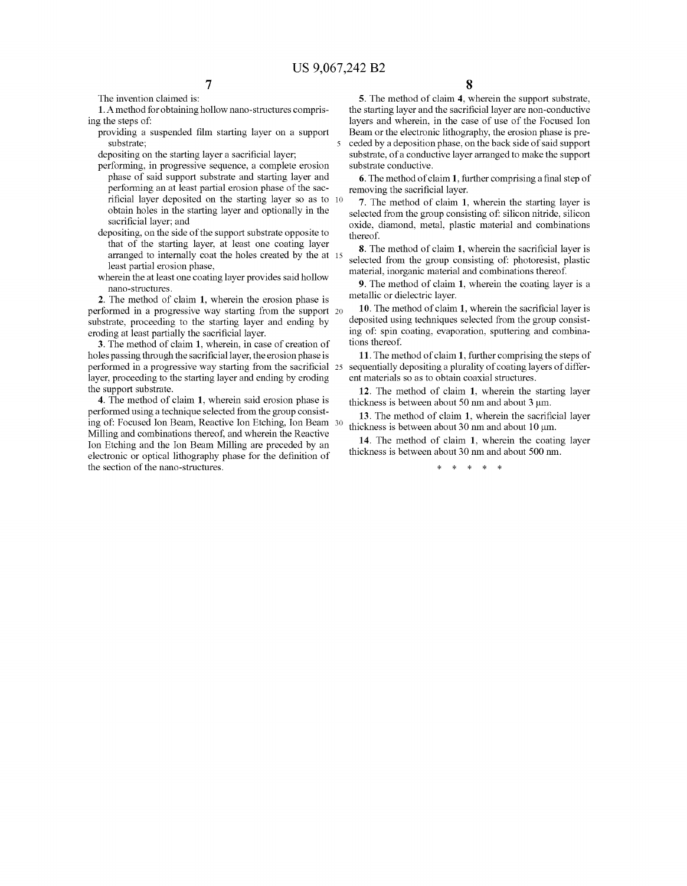The invention claimed is:

1. A method for obtaining hollow nano-structures comprising the steps of:

providing a suspended film starting layer on a support substrate;

depositing on the starting layer a sacrificial layer;

performing, in progressive sequence, a complete erosion phase of said support substrate and starting layer and performing an at least partial erosion phase of the sacrificial layer deposited on the starting layer so as to obtain holes in the starting layer and optionally in the sacrificial layer; and

depositing, on the side of the support substrate opposite to that of the starting layer, at least one coating layer arranged to internally coat the holes created by the at least partial erosion phase,

wherein the at least one coating layer provides said hollow nano-structures.

2. The method of claim 1, wherein the erosion phase is performed in a progressive way starting from the support substrate, proceeding to the starting layer and ending by eroding at least partially the sacrificial layer.

3. The method of claim 1, wherein, in case of creation of holes passing through the sacrificial layer, the erosion phase is performed in a progressive way starting from the sacrificial layer, proceeding to the starting layer and ending by eroding the support substrate.

4. The method of claim 1, wherein said erosion phase is performed using a technique selected from the group consisting of: Focused Ion Beam, Reactive Ion Etching, Ion Beam Milling and combinations thereof, and wherein the Reactive Ion Etching and the Ion Beam Milling are preceded by an electronic or optical lithography phase for the definition of the section of the nano-structures.

5. The method of claim 4, wherein the support substrate, the starting layer and the sacrificial layer are non-conductive layers and wherein, in the case of use of the Focused Ion Beam or the electronic lithography, the erosion phase is preceded by a deposition phase, on the back side of said support substrate, of a conductive layer arranged to make the support substrate conductive.

6. The method of claim 1, further comprising a final step of removing the sacrificial layer.

7. The method of claim 1, wherein the starting layer is selected from the group consisting of: silicon nitride, silicon oxide, diamond, metal, plastic material and combinations thereof.

8. The method of claim 1, wherein the sacrificial layer is selected from the group consisting of: photoresist, plastic material, inorganic material and combinations thereof.

9. The method of claim 1, wherein the coating layer is a metallic or dielectric layer.

10. The method of claim 1, wherein the sacrificial layer is deposited using techniques selected from the group consisting of: spin coating, evaporation, sputtering and combinations thereof.

11. The method of claim 1, further comprising the steps of sequentially depositing a plurality of coating layers of different materials so as to obtain coaxial structures.

12. The method of claim 1, wherein the starting layer thickness is between about 50 nm and about 3 μm.

13. The method of claim 1, wherein the sacrificial layer thickness is between about 30 nm and about 10 μm.

14. The method of claim 1, wherein the coating layer thickness is between about 30 nm and about 500 nm.

* * * * *